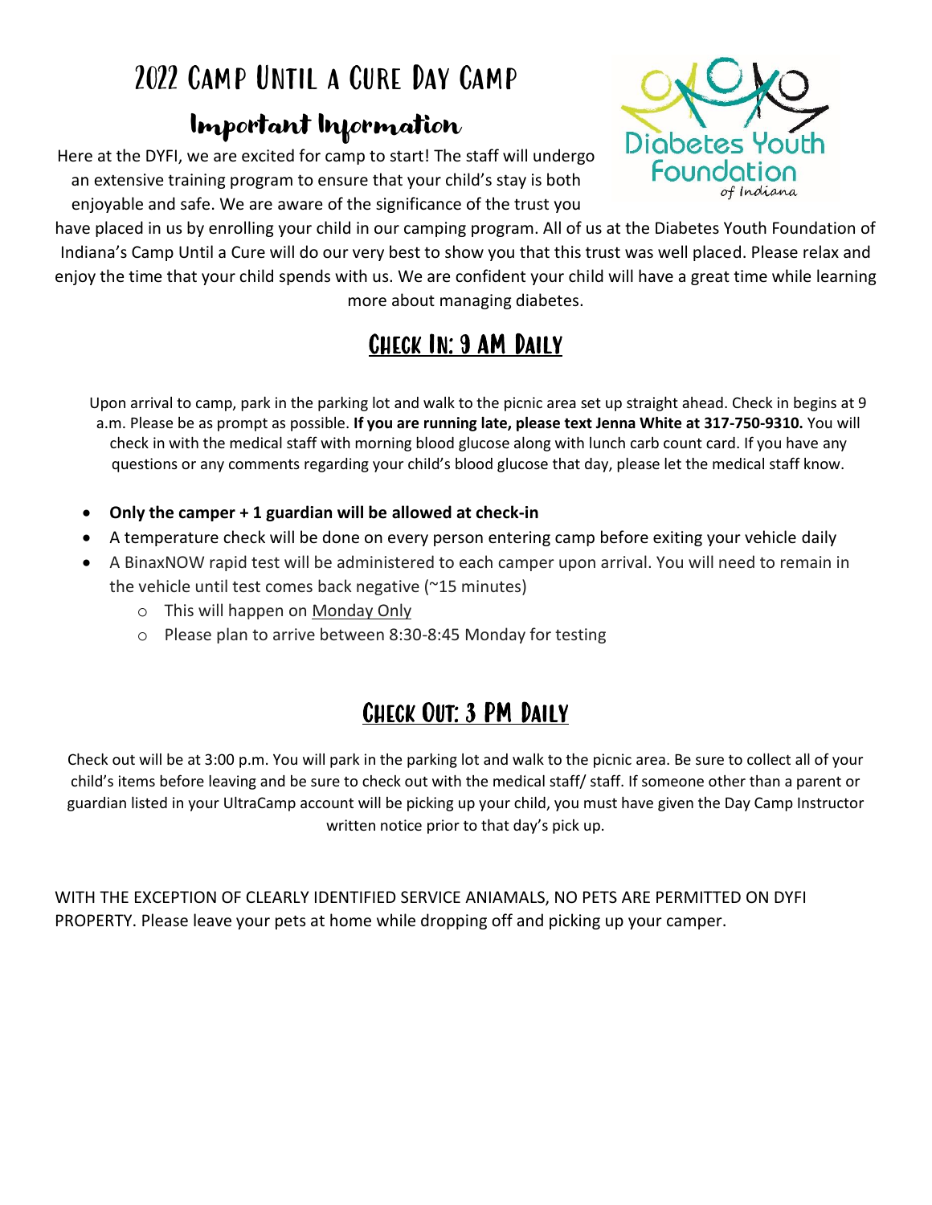# 2022 Camp Until a Cure Day Camp

## Important Information

Here at the DYFI, we are excited for camp to start! The staff will undergo an extensive training program to ensure that your child's stay is both enjoyable and safe. We are aware of the significance of the trust you have placed in us by enrolling your child in our camping program. All of us at the Diabetes Youth Foundation of Indiana's Camp Until a Cure will do our very best to show you that this trust was well placed. Please relax and enjoy the time that your child spends with us. We are confident your child will have a great time while learning more about managing diabetes.

## Check In: 9 AM Daily

Upon arrival to camp, park in the parking lot and walk to the picnic area set up straight ahead. Check in begins at 9 a.m. Please be as prompt as possible. **If you are running late, please text Jenna White at 317-750-9310.** You will check in with the medical staff with morning blood glucose along with lunch carb count card. If you have any questions or any comments regarding your child's blood glucose that day, please let the medical staff know.

- **Only the camper + 1 guardian will be allowed at check-in**
- A temperature check will be done on every person entering camp before exiting your vehicle daily
- A BinaxNOW rapid test will be administered to each camper upon arrival. You will need to remain in the vehicle until test comes back negative (~15 minutes)
  - This will happen on Monday Only
  - Please plan to arrive between 8:30-8:45 Monday for testing

## Check Out: 3 PM Daily

Check out will be at 3:00 p.m. You will park in the parking lot and walk to the picnic area. Be sure to collect all of your child's items before leaving and be sure to check out with the medical staff/ staff. If someone other than a parent or guardian listed in your UltraCamp account will be picking up your child, you must have given the Day Camp Instructor written notice prior to that day's pick up.

WITH THE EXCEPTION OF CLEARLY IDENTIFIED SERVICE ANIAMALS, NO PETS ARE PERMITTED ON DYFI PROPERTY. Please leave your pets at home while dropping off and picking up your camper.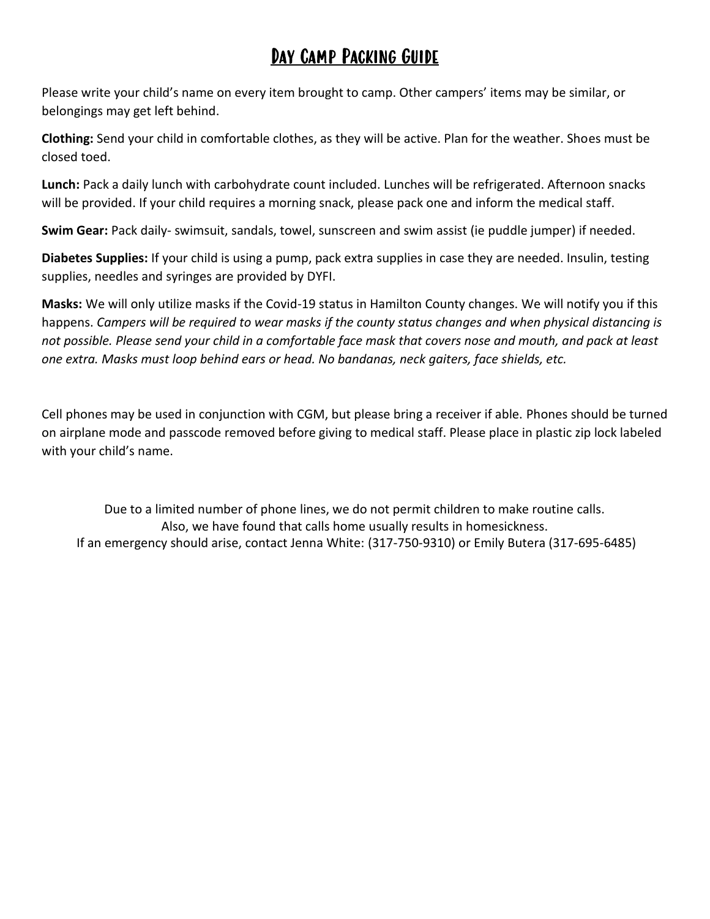# Day Camp Packing Guide

Please write your child's name on every item brought to camp. Other campers' items may be similar, or belongings may get left behind.

**Clothing:** Send your child in comfortable clothes, as they will be active. Plan for the weather. Shoes must be closed toed.

**Lunch:** Pack a daily lunch with carbohydrate count included. Lunches will be refrigerated. Afternoon snacks will be provided. If your child requires a morning snack, please pack one and inform the medical staff.

**Swim Gear:** Pack daily- swimsuit, sandals, towel, sunscreen and swim assist (ie puddle jumper) if needed.

**Diabetes Supplies:** If your child is using a pump, pack extra supplies in case they are needed. Insulin, testing supplies, needles and syringes are provided by DYFI.

**Masks:** We will only utilize masks if the Covid-19 status in Hamilton County changes. We will notify you if this happens. *Campers will be required to wear masks if the county status changes and when physical distancing is not possible. Please send your child in a comfortable face mask that covers nose and mouth, and pack at least one extra. Masks must loop behind ears or head. No bandanas, neck gaiters, face shields, etc.*

Cell phones may be used in conjunction with CGM, but please bring a receiver if able. Phones should be turned on airplane mode and passcode removed before giving to medical staff. Please place in plastic zip lock labeled with your child's name.

Due to a limited number of phone lines, we do not permit children to make routine calls.
Also, we have found that calls home usually results in homesickness.
If an emergency should arise, contact Jenna White: (317-750-9310) or Emily Butera (317-695-6485)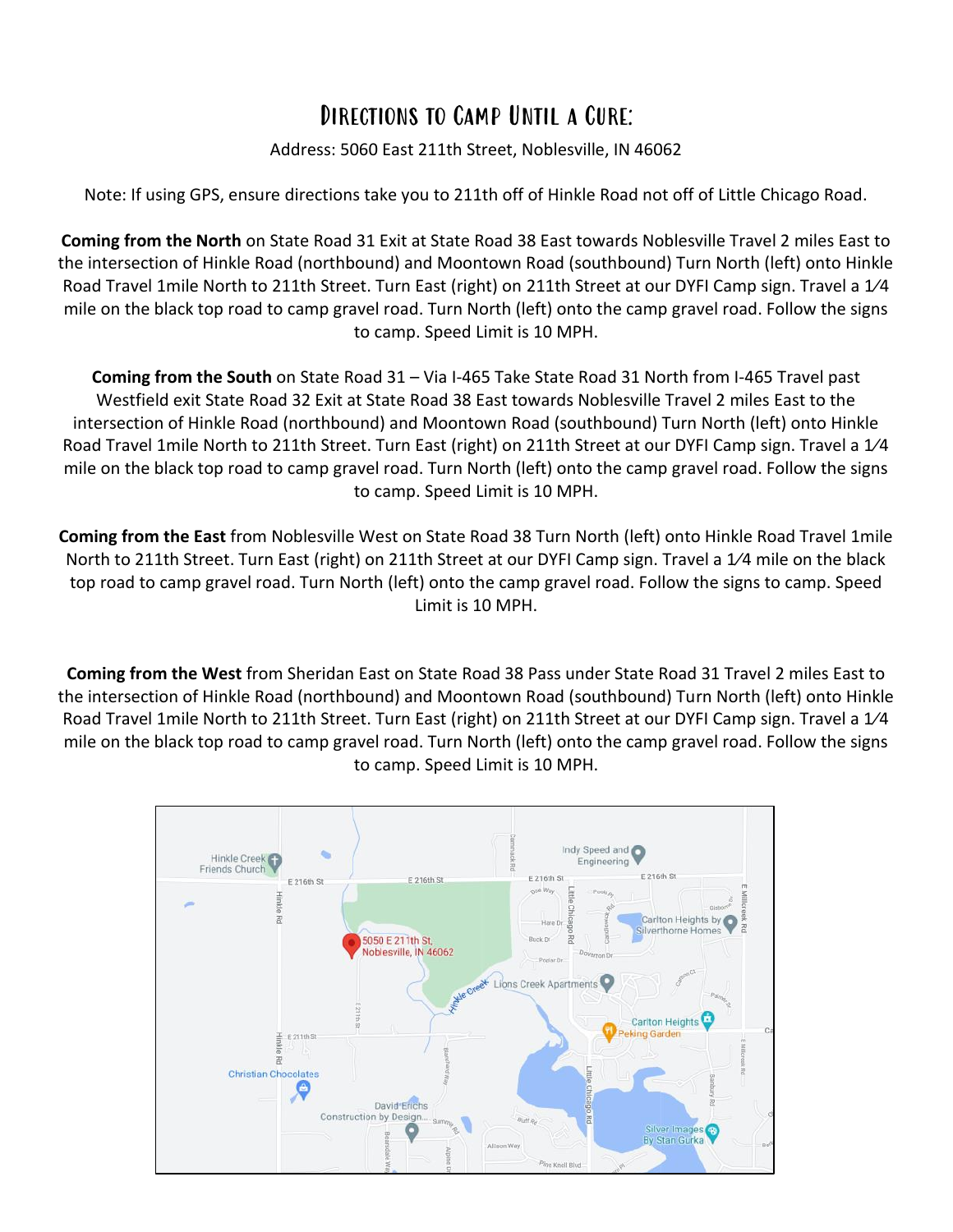# Directions to Camp Until a Cure:

Address: 5060 East 211th Street, Noblesville, IN 46062

Note: If using GPS, ensure directions take you to 211th off of Hinkle Road not off of Little Chicago Road.

**Coming from the North** on State Road 31 Exit at State Road 38 East towards Noblesville Travel 2 miles East to the intersection of Hinkle Road (northbound) and Moontown Road (southbound) Turn North (left) onto Hinkle Road Travel 1mile North to 211th Street. Turn East (right) on 211th Street at our DYFI Camp sign. Travel a 1⁄4 mile on the black top road to camp gravel road. Turn North (left) onto the camp gravel road. Follow the signs to camp. Speed Limit is 10 MPH.

**Coming from the South** on State Road 31 – Via I-465 Take State Road 31 North from I-465 Travel past Westfield exit State Road 32 Exit at State Road 38 East towards Noblesville Travel 2 miles East to the intersection of Hinkle Road (northbound) and Moontown Road (southbound) Turn North (left) onto Hinkle Road Travel 1mile North to 211th Street. Turn East (right) on 211th Street at our DYFI Camp sign. Travel a 1⁄4 mile on the black top road to camp gravel road. Turn North (left) onto the camp gravel road. Follow the signs to camp. Speed Limit is 10 MPH.

**Coming from the East** from Noblesville West on State Road 38 Turn North (left) onto Hinkle Road Travel 1mile North to 211th Street. Turn East (right) on 211th Street at our DYFI Camp sign. Travel a 1⁄4 mile on the black top road to camp gravel road. Turn North (left) onto the camp gravel road. Follow the signs to camp. Speed Limit is 10 MPH.

**Coming from the West** from Sheridan East on State Road 38 Pass under State Road 31 Travel 2 miles East to the intersection of Hinkle Road (northbound) and Moontown Road (southbound) Turn North (left) onto Hinkle Road Travel 1mile North to 211th Street. Turn East (right) on 211th Street at our DYFI Camp sign. Travel a 1⁄4 mile on the black top road to camp gravel road. Turn North (left) onto the camp gravel road. Follow the signs to camp. Speed Limit is 10 MPH.

5050 E 211th St,
Noblesville, IN 46062